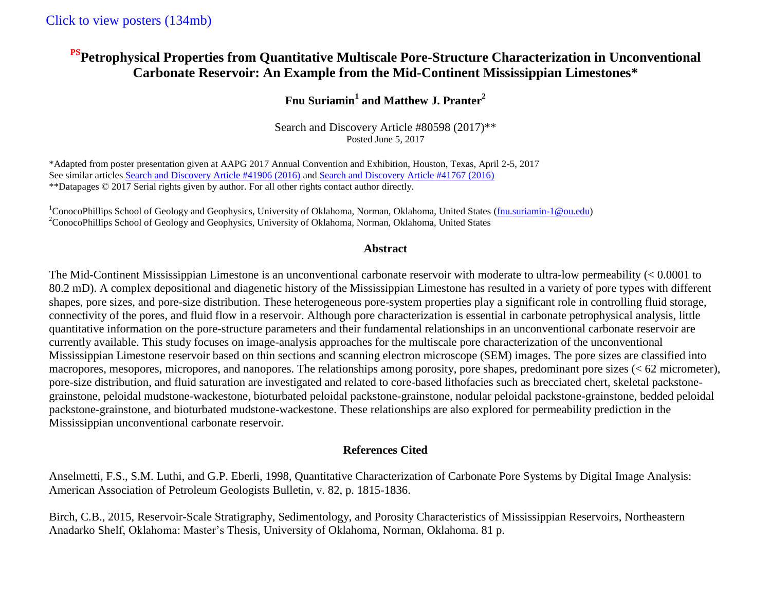Click to view posters (134mb)

# [PS]Petrophysical Properties from Quantitative Multiscale Pore-Structure Characterization in Unconventional Carbonate Reservoir: An Example from the Mid-Continent Mississippian Limestones*

**Fnu Suriamin[1] and Matthew J. Pranter[2]**

Search and Discovery Article #80598 (2017)**
Posted June 5, 2017

*Adapted from poster presentation given at AAPG 2017 Annual Convention and Exhibition, Houston, Texas, April 2-5, 2017
See similar articles Search and Discovery Article #41906 (2016) and Search and Discovery Article #41767 (2016)
**Datapages © 2017 Serial rights given by author. For all other rights contact author directly.

[1]ConocoPhillips School of Geology and Geophysics, University of Oklahoma, Norman, Oklahoma, United States (fnu.suriamin-1@ou.edu)
[2]ConocoPhillips School of Geology and Geophysics, University of Oklahoma, Norman, Oklahoma, United States

## Abstract

The Mid-Continent Mississippian Limestone is an unconventional carbonate reservoir with moderate to ultra-low permeability (< 0.0001 to 80.2 mD). A complex depositional and diagenetic history of the Mississippian Limestone has resulted in a variety of pore types with different shapes, pore sizes, and pore-size distribution. These heterogeneous pore-system properties play a significant role in controlling fluid storage, connectivity of the pores, and fluid flow in a reservoir. Although pore characterization is essential in carbonate petrophysical analysis, little quantitative information on the pore-structure parameters and their fundamental relationships in an unconventional carbonate reservoir are currently available. This study focuses on image-analysis approaches for the multiscale pore characterization of the unconventional Mississippian Limestone reservoir based on thin sections and scanning electron microscope (SEM) images. The pore sizes are classified into macropores, mesopores, micropores, and nanopores. The relationships among porosity, pore shapes, predominant pore sizes (< 62 micrometer), pore-size distribution, and fluid saturation are investigated and related to core-based lithofacies such as brecciated chert, skeletal packstone-grainstone, peloidal mudstone-wackestone, bioturbated peloidal packstone-grainstone, nodular peloidal packstone-grainstone, bedded peloidal packstone-grainstone, and bioturbated mudstone-wackestone. These relationships are also explored for permeability prediction in the Mississippian unconventional carbonate reservoir.

## References Cited

Anselmetti, F.S., S.M. Luthi, and G.P. Eberli, 1998, Quantitative Characterization of Carbonate Pore Systems by Digital Image Analysis: American Association of Petroleum Geologists Bulletin, v. 82, p. 1815-1836.

Birch, C.B., 2015, Reservoir-Scale Stratigraphy, Sedimentology, and Porosity Characteristics of Mississippian Reservoirs, Northeastern Anadarko Shelf, Oklahoma: Master's Thesis, University of Oklahoma, Norman, Oklahoma. 81 p.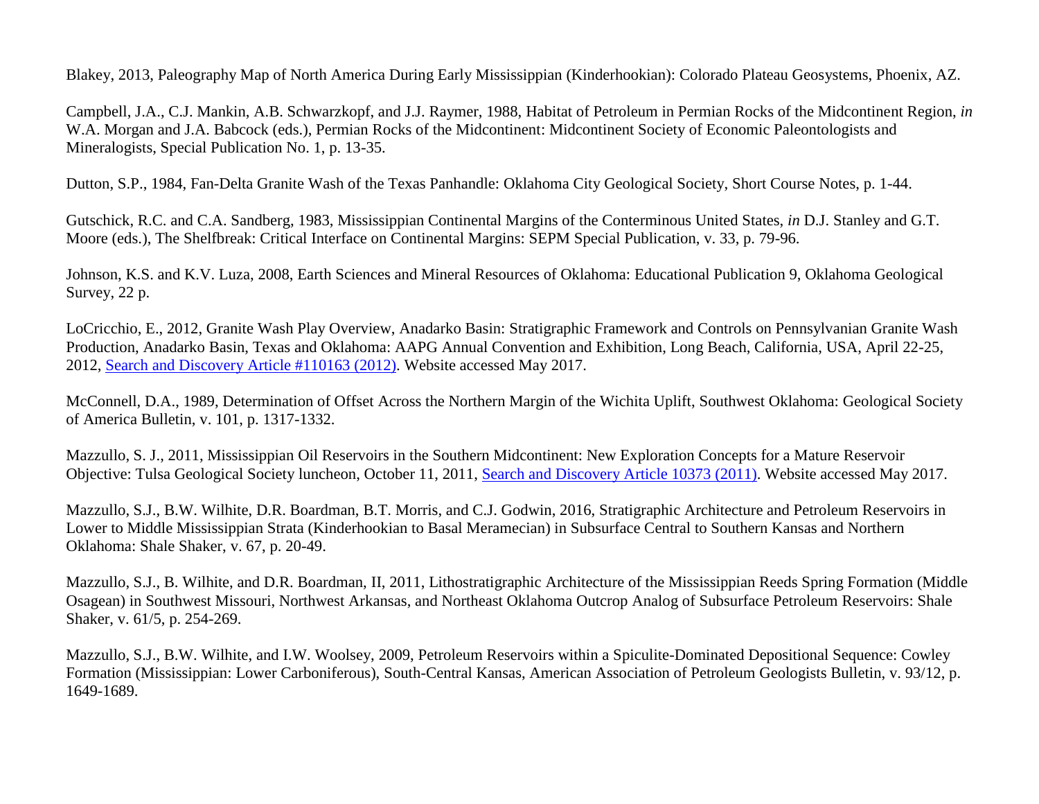Blakey, 2013, Paleography Map of North America During Early Mississippian (Kinderhookian): Colorado Plateau Geosystems, Phoenix, AZ.

Campbell, J.A., C.J. Mankin, A.B. Schwarzkopf, and J.J. Raymer, 1988, Habitat of Petroleum in Permian Rocks of the Midcontinent Region, *in* W.A. Morgan and J.A. Babcock (eds.), Permian Rocks of the Midcontinent: Midcontinent Society of Economic Paleontologists and Mineralogists, Special Publication No. 1, p. 13-35.

Dutton, S.P., 1984, Fan-Delta Granite Wash of the Texas Panhandle: Oklahoma City Geological Society, Short Course Notes, p. 1-44.

Gutschick, R.C. and C.A. Sandberg, 1983, Mississippian Continental Margins of the Conterminous United States, *in* D.J. Stanley and G.T. Moore (eds.), The Shelfbreak: Critical Interface on Continental Margins: SEPM Special Publication, v. 33, p. 79-96.

Johnson, K.S. and K.V. Luza, 2008, Earth Sciences and Mineral Resources of Oklahoma: Educational Publication 9, Oklahoma Geological Survey, 22 p.

LoCricchio, E., 2012, Granite Wash Play Overview, Anadarko Basin: Stratigraphic Framework and Controls on Pennsylvanian Granite Wash Production, Anadarko Basin, Texas and Oklahoma: AAPG Annual Convention and Exhibition, Long Beach, California, USA, April 22-25, 2012, Search and Discovery Article #110163 (2012). Website accessed May 2017.

McConnell, D.A., 1989, Determination of Offset Across the Northern Margin of the Wichita Uplift, Southwest Oklahoma: Geological Society of America Bulletin, v. 101, p. 1317-1332.

Mazzullo, S. J., 2011, Mississippian Oil Reservoirs in the Southern Midcontinent: New Exploration Concepts for a Mature Reservoir Objective: Tulsa Geological Society luncheon, October 11, 2011, Search and Discovery Article 10373 (2011). Website accessed May 2017.

Mazzullo, S.J., B.W. Wilhite, D.R. Boardman, B.T. Morris, and C.J. Godwin, 2016, Stratigraphic Architecture and Petroleum Reservoirs in Lower to Middle Mississippian Strata (Kinderhookian to Basal Meramecian) in Subsurface Central to Southern Kansas and Northern Oklahoma: Shale Shaker, v. 67, p. 20-49.

Mazzullo, S.J., B. Wilhite, and D.R. Boardman, II, 2011, Lithostratigraphic Architecture of the Mississippian Reeds Spring Formation (Middle Osagean) in Southwest Missouri, Northwest Arkansas, and Northeast Oklahoma Outcrop Analog of Subsurface Petroleum Reservoirs: Shale Shaker, v. 61/5, p. 254-269.

Mazzullo, S.J., B.W. Wilhite, and I.W. Woolsey, 2009, Petroleum Reservoirs within a Spiculite-Dominated Depositional Sequence: Cowley Formation (Mississippian: Lower Carboniferous), South-Central Kansas, American Association of Petroleum Geologists Bulletin, v. 93/12, p. 1649-1689.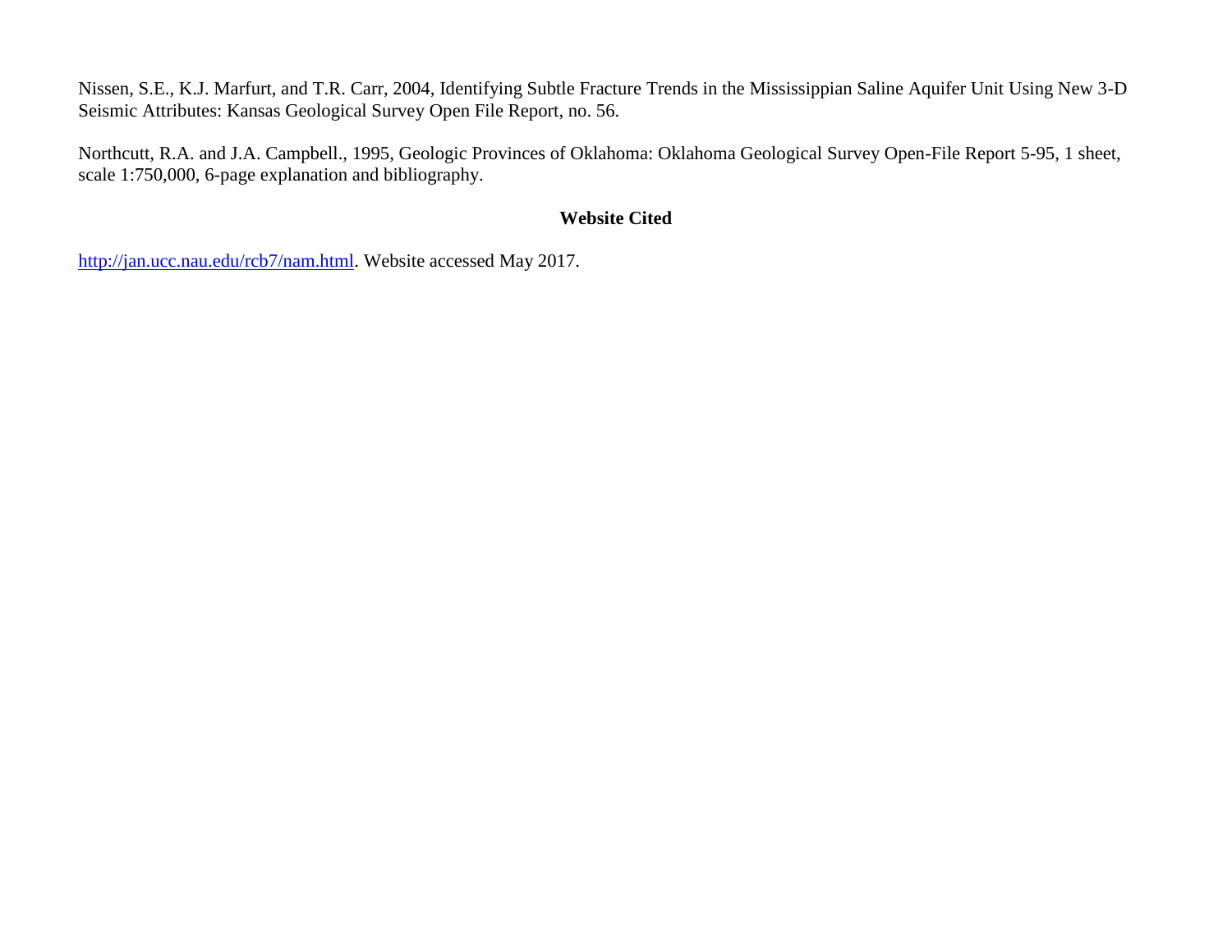Nissen, S.E., K.J. Marfurt, and T.R. Carr, 2004, Identifying Subtle Fracture Trends in the Mississippian Saline Aquifer Unit Using New 3-D Seismic Attributes: Kansas Geological Survey Open File Report, no. 56.

Northcutt, R.A. and J.A. Campbell., 1995, Geologic Provinces of Oklahoma: Oklahoma Geological Survey Open-File Report 5-95, 1 sheet, scale 1:750,000, 6-page explanation and bibliography.

## Website Cited

http://jan.ucc.nau.edu/rcb7/nam.html. Website accessed May 2017.